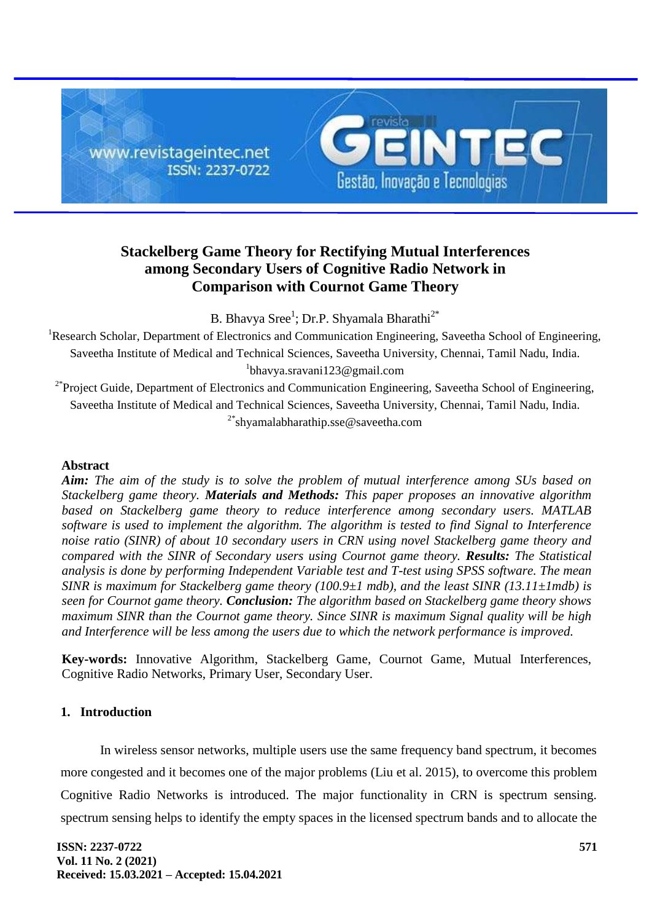# Stackelberg Game Theory for Rectifying Mutual Interferences among Secondary Users of Cognitive Radio Network in Comparison with Cournot Game Theory

B. Bhavya Sree[1]; Dr.P. Shyamala Bharathi[2*]

[1]Research Scholar, Department of Electronics and Communication Engineering, Saveetha School of Engineering, Saveetha Institute of Medical and Technical Sciences, Saveetha University, Chennai, Tamil Nadu, India.
[1]bhavya.sravani123@gmail.com

[2*]Project Guide, Department of Electronics and Communication Engineering, Saveetha School of Engineering, Saveetha Institute of Medical and Technical Sciences, Saveetha University, Chennai, Tamil Nadu, India.
[2*]shyamalabharathip.sse@saveetha.com

## Abstract

***Aim:*** *The aim of the study is to solve the problem of mutual interference among SUs based on Stackelberg game theory.* ***Materials and Methods:*** *This paper proposes an innovative algorithm based on Stackelberg game theory to reduce interference among secondary users. MATLAB software is used to implement the algorithm. The algorithm is tested to find Signal to Interference noise ratio (SINR) of about 10 secondary users in CRN using novel Stackelberg game theory and compared with the SINR of Secondary users using Cournot game theory.* ***Results:*** *The Statistical analysis is done by performing Independent Variable test and T-test using SPSS software. The mean SINR is maximum for Stackelberg game theory (100.9±1 mdb), and the least SINR (13.11±1mdb) is seen for Cournot game theory.* ***Conclusion:*** *The algorithm based on Stackelberg game theory shows maximum SINR than the Cournot game theory. Since SINR is maximum Signal quality will be high and Interference will be less among the users due to which the network performance is improved.*

**Key-words:** Innovative Algorithm, Stackelberg Game, Cournot Game, Mutual Interferences, Cognitive Radio Networks, Primary User, Secondary User.

## 1. Introduction

In wireless sensor networks, multiple users use the same frequency band spectrum, it becomes more congested and it becomes one of the major problems (Liu et al. 2015), to overcome this problem Cognitive Radio Networks is introduced. The major functionality in CRN is spectrum sensing. spectrum sensing helps to identify the empty spaces in the licensed spectrum bands and to allocate the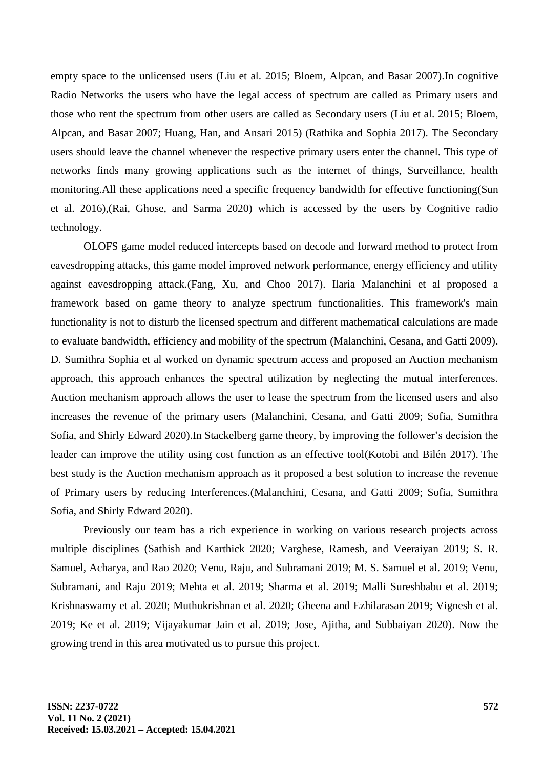empty space to the unlicensed users (Liu et al. 2015; Bloem, Alpcan, and Basar 2007).In cognitive Radio Networks the users who have the legal access of spectrum are called as Primary users and those who rent the spectrum from other users are called as Secondary users (Liu et al. 2015; Bloem, Alpcan, and Basar 2007; Huang, Han, and Ansari 2015) (Rathika and Sophia 2017). The Secondary users should leave the channel whenever the respective primary users enter the channel. This type of networks finds many growing applications such as the internet of things, Surveillance, health monitoring.All these applications need a specific frequency bandwidth for effective functioning(Sun et al. 2016),(Rai, Ghose, and Sarma 2020) which is accessed by the users by Cognitive radio technology.

OLOFS game model reduced intercepts based on decode and forward method to protect from eavesdropping attacks, this game model improved network performance, energy efficiency and utility against eavesdropping attack.(Fang, Xu, and Choo 2017). Ilaria Malanchini et al proposed a framework based on game theory to analyze spectrum functionalities. This framework's main functionality is not to disturb the licensed spectrum and different mathematical calculations are made to evaluate bandwidth, efficiency and mobility of the spectrum (Malanchini, Cesana, and Gatti 2009). D. Sumithra Sophia et al worked on dynamic spectrum access and proposed an Auction mechanism approach, this approach enhances the spectral utilization by neglecting the mutual interferences. Auction mechanism approach allows the user to lease the spectrum from the licensed users and also increases the revenue of the primary users (Malanchini, Cesana, and Gatti 2009; Sofia, Sumithra Sofia, and Shirly Edward 2020).In Stackelberg game theory, by improving the follower's decision the leader can improve the utility using cost function as an effective tool(Kotobi and Bilén 2017). The best study is the Auction mechanism approach as it proposed a best solution to increase the revenue of Primary users by reducing Interferences.(Malanchini, Cesana, and Gatti 2009; Sofia, Sumithra Sofia, and Shirly Edward 2020).

Previously our team has a rich experience in working on various research projects across multiple disciplines (Sathish and Karthick 2020; Varghese, Ramesh, and Veeraiyan 2019; S. R. Samuel, Acharya, and Rao 2020; Venu, Raju, and Subramani 2019; M. S. Samuel et al. 2019; Venu, Subramani, and Raju 2019; Mehta et al. 2019; Sharma et al. 2019; Malli Sureshbabu et al. 2019; Krishnaswamy et al. 2020; Muthukrishnan et al. 2020; Gheena and Ezhilarasan 2019; Vignesh et al. 2019; Ke et al. 2019; Vijayakumar Jain et al. 2019; Jose, Ajitha, and Subbaiyan 2020). Now the growing trend in this area motivated us to pursue this project.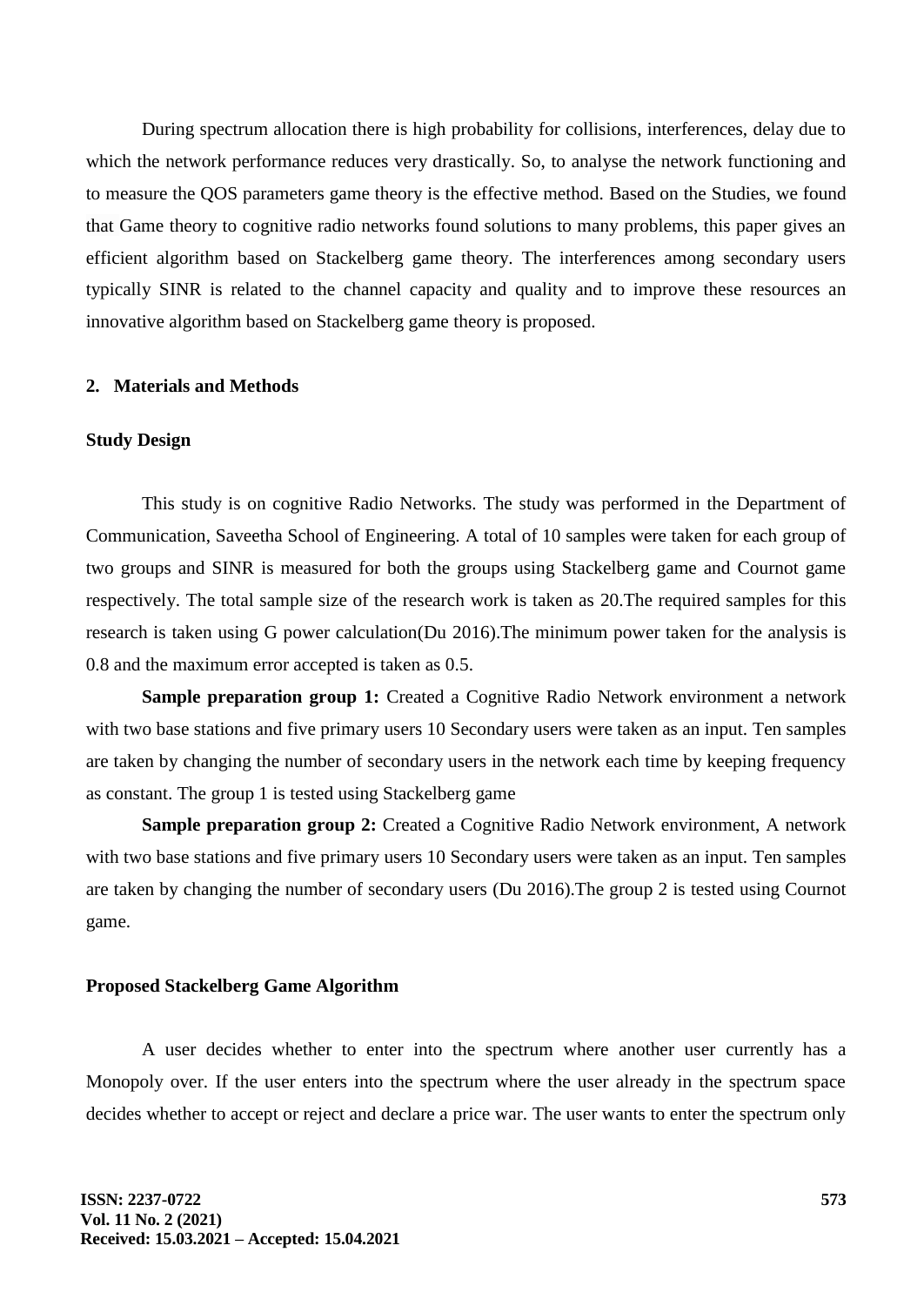During spectrum allocation there is high probability for collisions, interferences, delay due to which the network performance reduces very drastically. So, to analyse the network functioning and to measure the QOS parameters game theory is the effective method. Based on the Studies, we found that Game theory to cognitive radio networks found solutions to many problems, this paper gives an efficient algorithm based on Stackelberg game theory. The interferences among secondary users typically SINR is related to the channel capacity and quality and to improve these resources an innovative algorithm based on Stackelberg game theory is proposed.

## 2. Materials and Methods

### Study Design

This study is on cognitive Radio Networks. The study was performed in the Department of Communication, Saveetha School of Engineering. A total of 10 samples were taken for each group of two groups and SINR is measured for both the groups using Stackelberg game and Cournot game respectively. The total sample size of the research work is taken as 20.The required samples for this research is taken using G power calculation(Du 2016).The minimum power taken for the analysis is 0.8 and the maximum error accepted is taken as 0.5.

**Sample preparation group 1:** Created a Cognitive Radio Network environment a network with two base stations and five primary users 10 Secondary users were taken as an input. Ten samples are taken by changing the number of secondary users in the network each time by keeping frequency as constant. The group 1 is tested using Stackelberg game

**Sample preparation group 2:** Created a Cognitive Radio Network environment, A network with two base stations and five primary users 10 Secondary users were taken as an input. Ten samples are taken by changing the number of secondary users (Du 2016).The group 2 is tested using Cournot game.

### Proposed Stackelberg Game Algorithm

A user decides whether to enter into the spectrum where another user currently has a Monopoly over. If the user enters into the spectrum where the user already in the spectrum space decides whether to accept or reject and declare a price war. The user wants to enter the spectrum only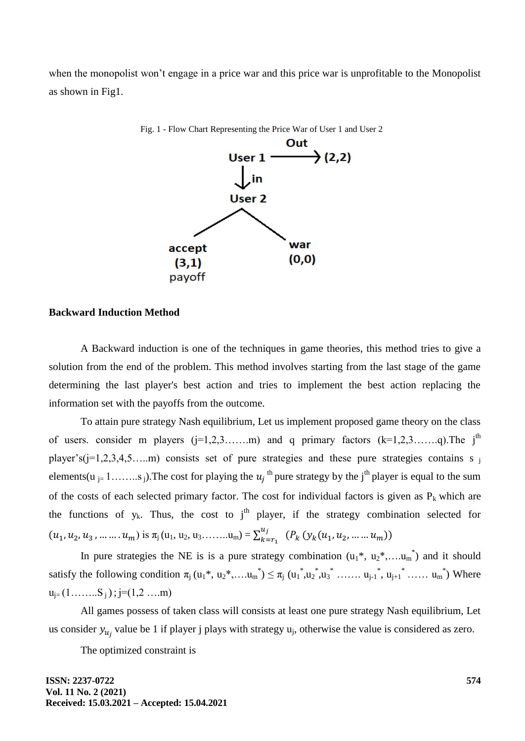when the monopolist won't engage in a price war and this price war is unprofitable to the Monopolist as shown in Fig1.

Fig. 1 - Flow Chart Representing the Price War of User 1 and User 2

**Backward Induction Method**

A Backward induction is one of the techniques in game theories, this method tries to give a solution from the end of the problem. This method involves starting from the last stage of the game determining the last player's best action and tries to implement the best action replacing the information set with the payoffs from the outcome.

To attain pure strategy Nash equilibrium, Let us implement proposed game theory on the class of users. consider m players (j=1,2,3…….m) and q primary factors (k=1,2,3…….q).The $j^{th}$ player's(j=1,2,3,4,5…..m) consists set of pure strategies and these pure strategies contains $s_j$ elements($u_{j=}$ 1……..$s_j$).The cost for playing the $u_j$ $^{th}$ pure strategy by the $j^{th}$ player is equal to the sum of the costs of each selected primary factor. The cost for individual factors is given as $P_k$ which are the functions of $y_k$. Thus, the cost to $j^{th}$ player, if the strategy combination selected for $(u_1, u_2, u_3, \ldots \ldots . u_m)$ is $\pi_j$ ($u_1$, $u_2$, $u_3$……..$u_m$) = $\sum_{k=r_1}^{u_j} \;\; (P_k\,(y_k(u_1, u_2, \ldots \ldots u_m))$

In pure strategies the NE is is a pure strategy combination ($u_1$*, $u_2$*,….$u_m^*$) and it should satisfy the following condition $\pi_j$ ($u_1$*, $u_2$*,….$u_m^*$) ≤ $\pi_j$ ($u_1^*$,$u_2^*$,$u_3^*$ ……. $u_{j-1}^*$, $u_{j+1}^*$ …… $u_m^*$) Where $u_{j=}$ (1……..$S_j$) ; j=(1,2 ….m)

All games possess of taken class will consists at least one pure strategy Nash equilibrium, Let us consider $y_{u_j}$ value be 1 if player j plays with strategy $u_j$, otherwise the value is considered as zero.

The optimized constraint is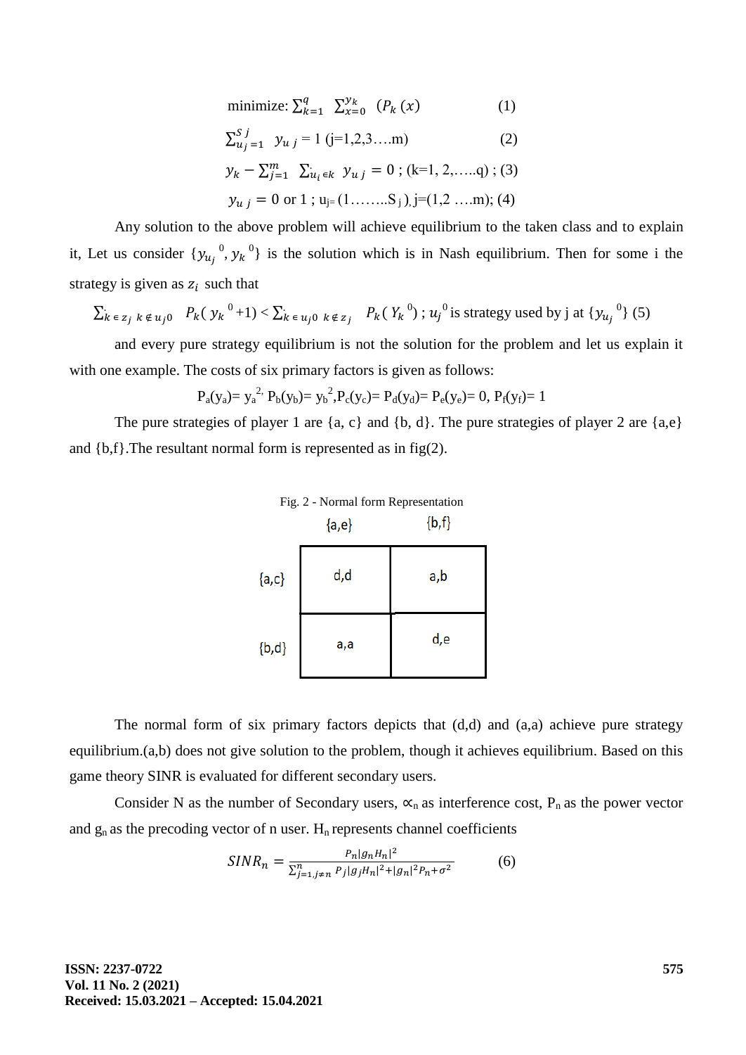$$\text{minimize: } \sum_{k=1}^{q} \sum_{x=0}^{y_k} (P_k(x) \quad (1)$$

$$\sum_{u_j=1}^{S\,j} y_{u\,j} = 1 \; (j=1,2,3\ldots.m) \quad (2)$$

$$y_k - \sum_{j=1}^{m} \sum_{u_i \in k} y_{u\,j} = 0 \; ; \; (k=1, 2,\ldots..q) \; ; (3)$$

$$y_{u\,j} = 0 \text{ or } 1 \; ; \; u_j = (1\ldots\ldots..S_j), j=(1,2 \ldots.m); (4)$$

Any solution to the above problem will achieve equilibrium to the taken class and to explain it, Let us consider $\{y_{u_j}{}^{0}, y_k{}^{0}\}$ is the solution which is in Nash equilibrium. Then for some i the strategy is given as $z_i$ such that

$$\sum_{k \in z_j \; k \notin u_{j0}} P_k(\, y_k{}^{0} + 1) < \sum_{k \in u_{j0} \; k \notin z_j} P_k(\, Y_k{}^{0}) \; ; \; u_j{}^{0} \text{ is strategy used by j at } \{y_{u_j}{}^{0}\} \; (5)$$

and every pure strategy equilibrium is not the solution for the problem and let us explain it with one example. The costs of six primary factors is given as follows:

$$P_a(y_a) = y_a{}^{2,} \; P_b(y_b) = y_b{}^{2}, P_c(y_c) = P_d(y_d) = P_e(y_e) = 0, \; P_f(y_f) = 1$$

The pure strategies of player 1 are {a, c} and {b, d}. The pure strategies of player 2 are {a,e} and {b,f}.The resultant normal form is represented as in fig(2).

Fig. 2 - Normal form Representation

| | {a,e} | {b,f} |
|---|---|---|
| {a,c} | d,d | a,b |
| {b,d} | a,a | d,e |

The normal form of six primary factors depicts that (d,d) and (a,a) achieve pure strategy equilibrium.(a,b) does not give solution to the problem, though it achieves equilibrium. Based on this game theory SINR is evaluated for different secondary users.

Consider N as the number of Secondary users, $\propto_n$ as interference cost, $P_n$ as the power vector and $g_n$ as the precoding vector of n user. $H_n$ represents channel coefficients

$$SINR_n = \frac{P_n |g_n H_n|^2}{\sum_{j=1, j \neq n}^{n} P_j |g_j H_n|^2 + |g_n|^2 P_n + \sigma^2} \quad (6)$$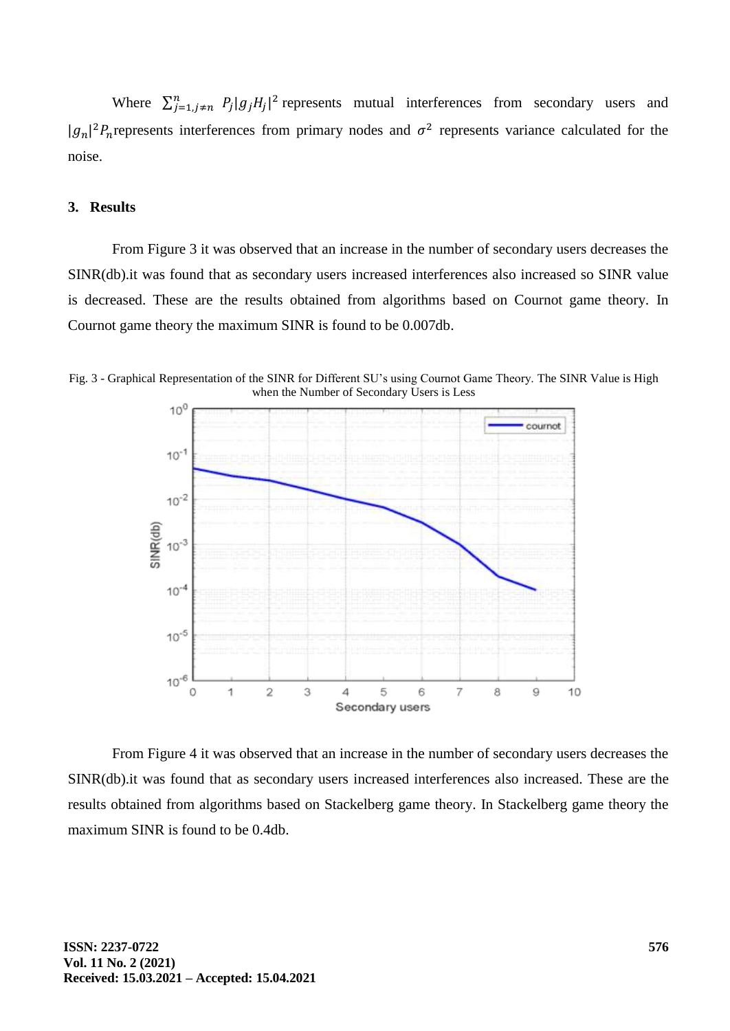Where $\sum_{j=1,j\neq n}^{n} P_j|g_jH_j|^2$ represents mutual interferences from secondary users and $|g_n|^2P_n$ represents interferences from primary nodes and $\sigma^2$ represents variance calculated for the noise.

### 3. Results

From Figure 3 it was observed that an increase in the number of secondary users decreases the SINR(db).it was found that as secondary users increased interferences also increased so SINR value is decreased. These are the results obtained from algorithms based on Cournot game theory. In Cournot game theory the maximum SINR is found to be 0.007db.

Fig. 3 - Graphical Representation of the SINR for Different SU's using Cournot Game Theory. The SINR Value is High when the Number of Secondary Users is Less

From Figure 4 it was observed that an increase in the number of secondary users decreases the SINR(db).it was found that as secondary users increased interferences also increased. These are the results obtained from algorithms based on Stackelberg game theory. In Stackelberg game theory the maximum SINR is found to be 0.4db.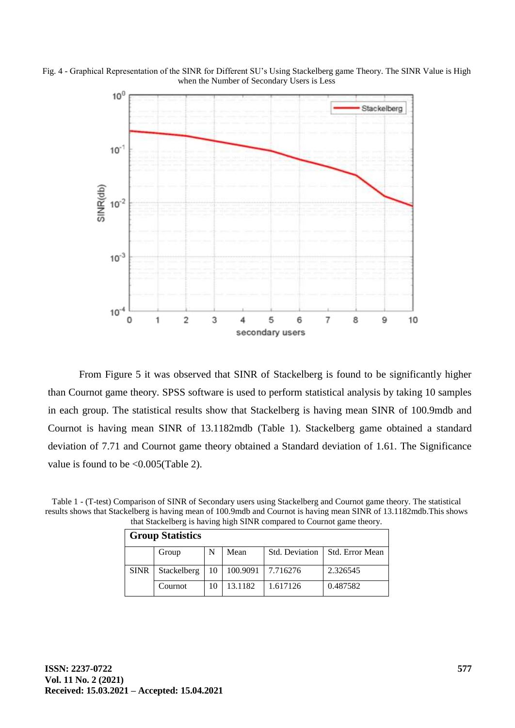Fig. 4 - Graphical Representation of the SINR for Different SU's Using Stackelberg game Theory. The SINR Value is High when the Number of Secondary Users is Less

From Figure 5 it was observed that SINR of Stackelberg is found to be significantly higher than Cournot game theory. SPSS software is used to perform statistical analysis by taking 10 samples in each group. The statistical results show that Stackelberg is having mean SINR of 100.9mdb and Cournot is having mean SINR of 13.1182mdb (Table 1). Stackelberg game obtained a standard deviation of 7.71 and Cournot game theory obtained a Standard deviation of 1.61. The Significance value is found to be <0.005(Table 2).

Table 1 - (T-test) Comparison of SINR of Secondary users using Stackelberg and Cournot game theory. The statistical results shows that Stackelberg is having mean of 100.9mdb and Cournot is having mean SINR of 13.1182mdb.This shows that Stackelberg is having high SINR compared to Cournot game theory.

| **Group Statistics** | | | | | |
|---|---|---|---|---|---|
| | Group | N | Mean | Std. Deviation | Std. Error Mean |
| SINR | Stackelberg | 10 | 100.9091 | 7.716276 | 2.326545 |
| | Cournot | 10 | 13.1182 | 1.617126 | 0.487582 |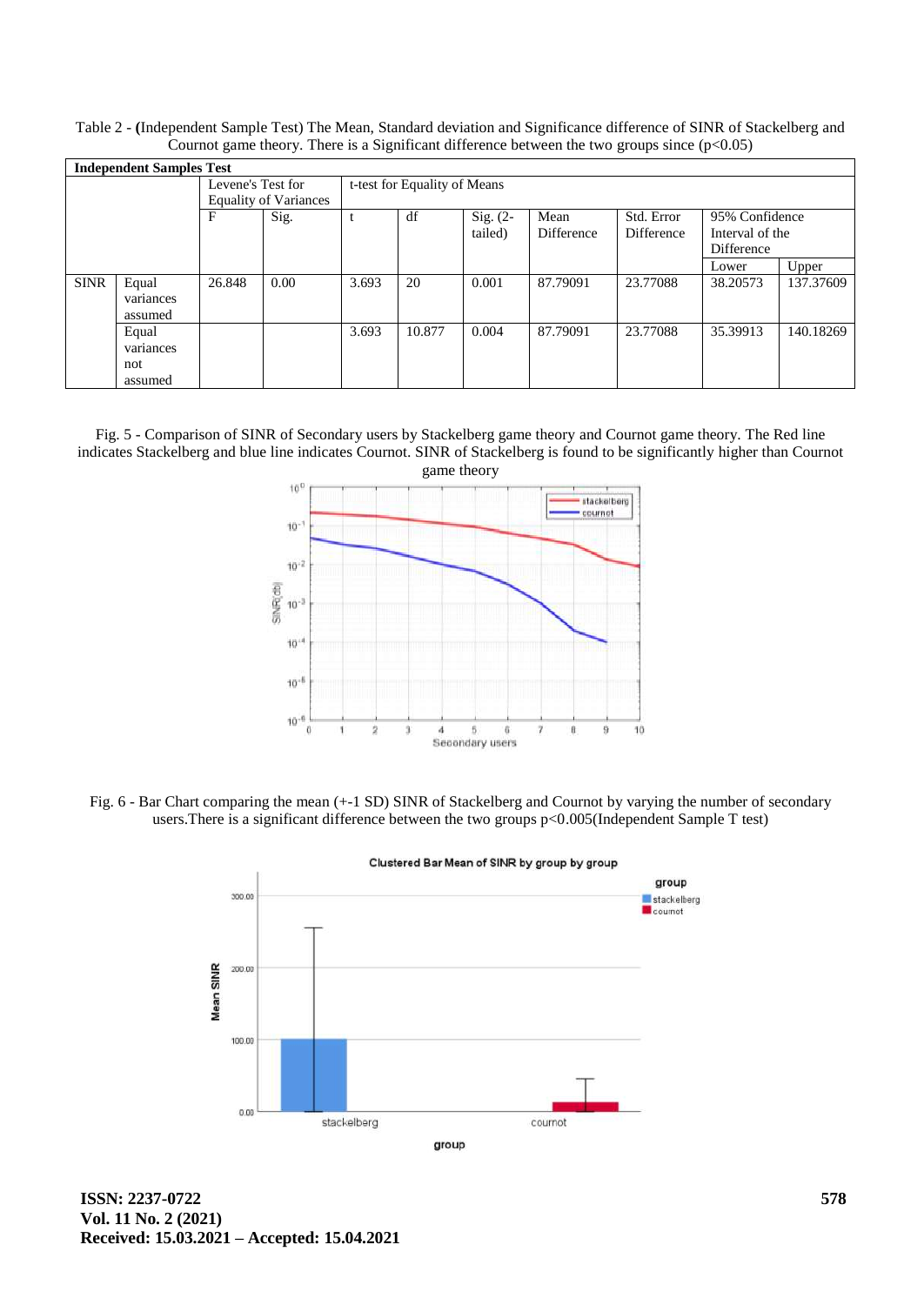Table 2 - **(**Independent Sample Test) The Mean, Standard deviation and Significance difference of SINR of Stackelberg and Cournot game theory. There is a Significant difference between the two groups since ($p<0.05$)

| **Independent Samples Test** | | | | | | | | | | |
|---|---|---|---|---|---|---|---|---|---|---|
| | | Levene's Test for Equality of Variances | | t-test for Equality of Means | | | | | | |
| | | F | Sig. | t | df | Sig. (2-tailed) | Mean Difference | Std. Error Difference | 95% Confidence Interval of the Difference | |
| | | | | | | | | | Lower | Upper |
| SINR | Equal variances assumed | 26.848 | 0.00 | 3.693 | 20 | 0.001 | 87.79091 | 23.77088 | 38.20573 | 137.37609 |
| | Equal variances not assumed | | | 3.693 | 10.877 | 0.004 | 87.79091 | 23.77088 | 35.39913 | 140.18269 |

Fig. 5 - Comparison of SINR of Secondary users by Stackelberg game theory and Cournot game theory. The Red line indicates Stackelberg and blue line indicates Cournot. SINR of Stackelberg is found to be significantly higher than Cournot game theory

Fig. 6 - Bar Chart comparing the mean (+-1 SD) SINR of Stackelberg and Cournot by varying the number of secondary users.There is a significant difference between the two groups $p<0.005$(Independent Sample T test)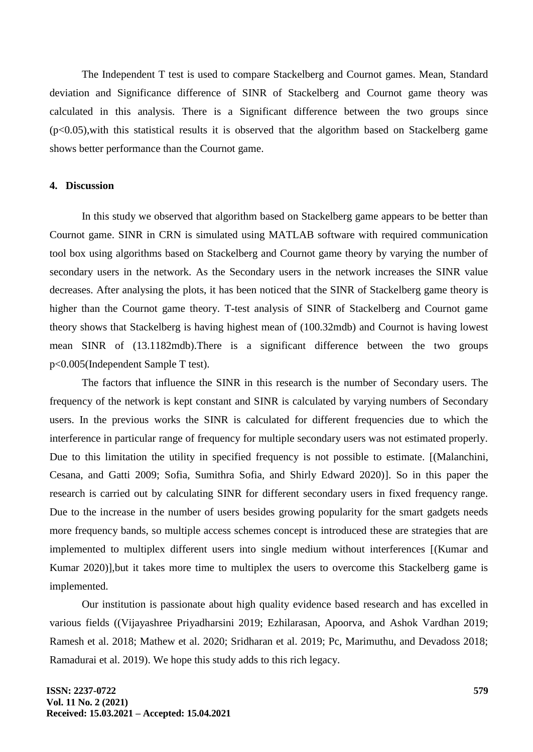The Independent T test is used to compare Stackelberg and Cournot games. Mean, Standard deviation and Significance difference of SINR of Stackelberg and Cournot game theory was calculated in this analysis. There is a Significant difference between the two groups since ($p<0.05$),with this statistical results it is observed that the algorithm based on Stackelberg game shows better performance than the Cournot game.

## 4. Discussion

In this study we observed that algorithm based on Stackelberg game appears to be better than Cournot game. SINR in CRN is simulated using MATLAB software with required communication tool box using algorithms based on Stackelberg and Cournot game theory by varying the number of secondary users in the network. As the Secondary users in the network increases the SINR value decreases. After analysing the plots, it has been noticed that the SINR of Stackelberg game theory is higher than the Cournot game theory. T-test analysis of SINR of Stackelberg and Cournot game theory shows that Stackelberg is having highest mean of (100.32mdb) and Cournot is having lowest mean SINR of (13.1182mdb).There is a significant difference between the two groups $p<0.005$(Independent Sample T test).

The factors that influence the SINR in this research is the number of Secondary users. The frequency of the network is kept constant and SINR is calculated by varying numbers of Secondary users. In the previous works the SINR is calculated for different frequencies due to which the interference in particular range of frequency for multiple secondary users was not estimated properly. Due to this limitation the utility in specified frequency is not possible to estimate. [(Malanchini, Cesana, and Gatti 2009; Sofia, Sumithra Sofia, and Shirly Edward 2020)]. So in this paper the research is carried out by calculating SINR for different secondary users in fixed frequency range. Due to the increase in the number of users besides growing popularity for the smart gadgets needs more frequency bands, so multiple access schemes concept is introduced these are strategies that are implemented to multiplex different users into single medium without interferences [(Kumar and Kumar 2020)],but it takes more time to multiplex the users to overcome this Stackelberg game is implemented.

Our institution is passionate about high quality evidence based research and has excelled in various fields ((Vijayashree Priyadharsini 2019; Ezhilarasan, Apoorva, and Ashok Vardhan 2019; Ramesh et al. 2018; Mathew et al. 2020; Sridharan et al. 2019; Pc, Marimuthu, and Devadoss 2018; Ramadurai et al. 2019). We hope this study adds to this rich legacy.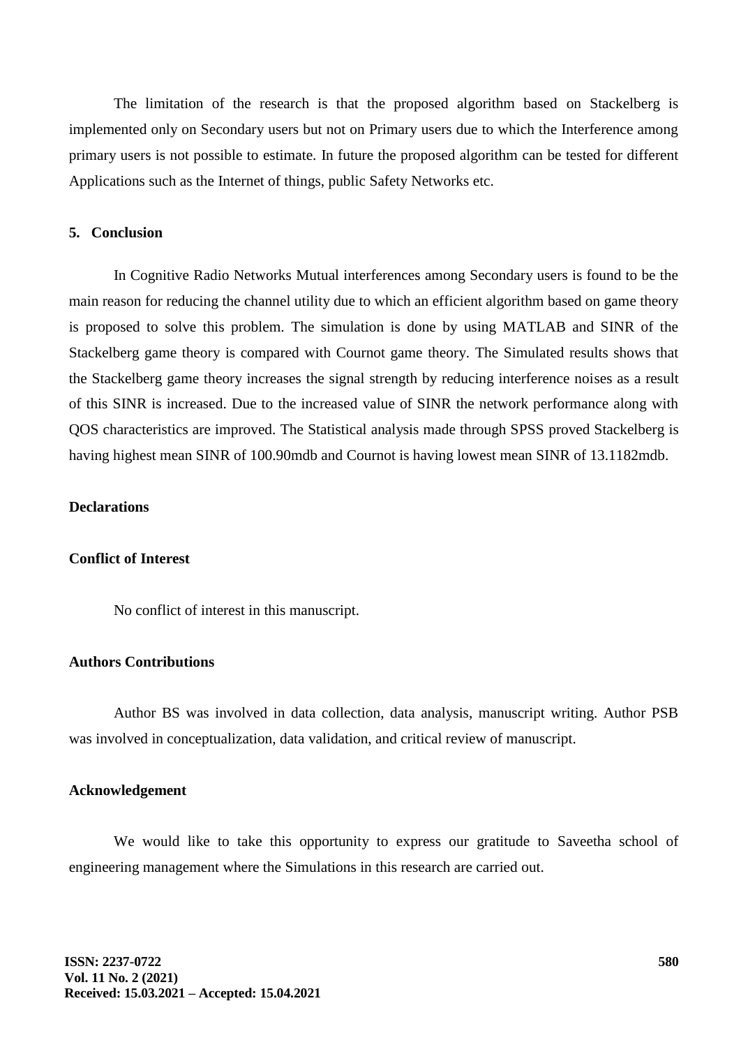The limitation of the research is that the proposed algorithm based on Stackelberg is implemented only on Secondary users but not on Primary users due to which the Interference among primary users is not possible to estimate. In future the proposed algorithm can be tested for different Applications such as the Internet of things, public Safety Networks etc.

## 5. Conclusion

In Cognitive Radio Networks Mutual interferences among Secondary users is found to be the main reason for reducing the channel utility due to which an efficient algorithm based on game theory is proposed to solve this problem. The simulation is done by using MATLAB and SINR of the Stackelberg game theory is compared with Cournot game theory. The Simulated results shows that the Stackelberg game theory increases the signal strength by reducing interference noises as a result of this SINR is increased. Due to the increased value of SINR the network performance along with QOS characteristics are improved. The Statistical analysis made through SPSS proved Stackelberg is having highest mean SINR of 100.90mdb and Cournot is having lowest mean SINR of 13.1182mdb.

## Declarations

### Conflict of Interest

No conflict of interest in this manuscript.

### Authors Contributions

Author BS was involved in data collection, data analysis, manuscript writing. Author PSB was involved in conceptualization, data validation, and critical review of manuscript.

### Acknowledgement

We would like to take this opportunity to express our gratitude to Saveetha school of engineering management where the Simulations in this research are carried out.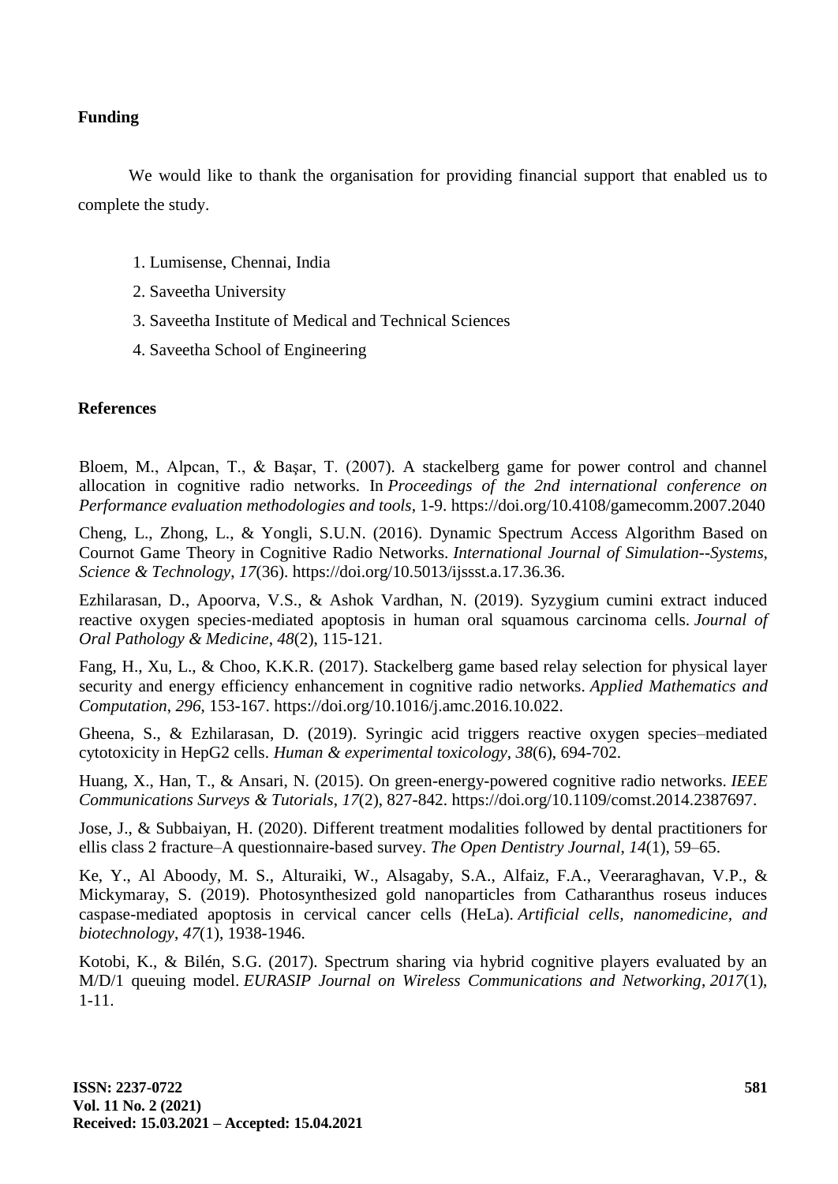## Funding

We would like to thank the organisation for providing financial support that enabled us to complete the study.

1. Lumisense, Chennai, India
2. Saveetha University
3. Saveetha Institute of Medical and Technical Sciences
4. Saveetha School of Engineering

## References

Bloem, M., Alpcan, T., & Başar, T. (2007). A stackelberg game for power control and channel allocation in cognitive radio networks. In *Proceedings of the 2nd international conference on Performance evaluation methodologies and tools*, 1-9. https://doi.org/10.4108/gamecomm.2007.2040

Cheng, L., Zhong, L., & Yongli, S.U.N. (2016). Dynamic Spectrum Access Algorithm Based on Cournot Game Theory in Cognitive Radio Networks. *International Journal of Simulation--Systems, Science & Technology*, *17*(36). https://doi.org/10.5013/ijssst.a.17.36.36.

Ezhilarasan, D., Apoorva, V.S., & Ashok Vardhan, N. (2019). Syzygium cumini extract induced reactive oxygen species‐mediated apoptosis in human oral squamous carcinoma cells. *Journal of Oral Pathology & Medicine*, *48*(2), 115-121.

Fang, H., Xu, L., & Choo, K.K.R. (2017). Stackelberg game based relay selection for physical layer security and energy efficiency enhancement in cognitive radio networks. *Applied Mathematics and Computation*, *296*, 153-167. https://doi.org/10.1016/j.amc.2016.10.022.

Gheena, S., & Ezhilarasan, D. (2019). Syringic acid triggers reactive oxygen species–mediated cytotoxicity in HepG2 cells. *Human & experimental toxicology*, *38*(6), 694-702.

Huang, X., Han, T., & Ansari, N. (2015). On green-energy-powered cognitive radio networks. *IEEE Communications Surveys & Tutorials*, *17*(2), 827-842. https://doi.org/10.1109/comst.2014.2387697.

Jose, J., & Subbaiyan, H. (2020). Different treatment modalities followed by dental practitioners for ellis class 2 fracture–A questionnaire-based survey. *The Open Dentistry Journal*, *14*(1), 59–65.

Ke, Y., Al Aboody, M. S., Alturaiki, W., Alsagaby, S.A., Alfaiz, F.A., Veeraraghavan, V.P., & Mickymaray, S. (2019). Photosynthesized gold nanoparticles from Catharanthus roseus induces caspase-mediated apoptosis in cervical cancer cells (HeLa). *Artificial cells, nanomedicine, and biotechnology*, *47*(1), 1938-1946.

Kotobi, K., & Bilén, S.G. (2017). Spectrum sharing via hybrid cognitive players evaluated by an M/D/1 queuing model. *EURASIP Journal on Wireless Communications and Networking*, *2017*(1), 1-11.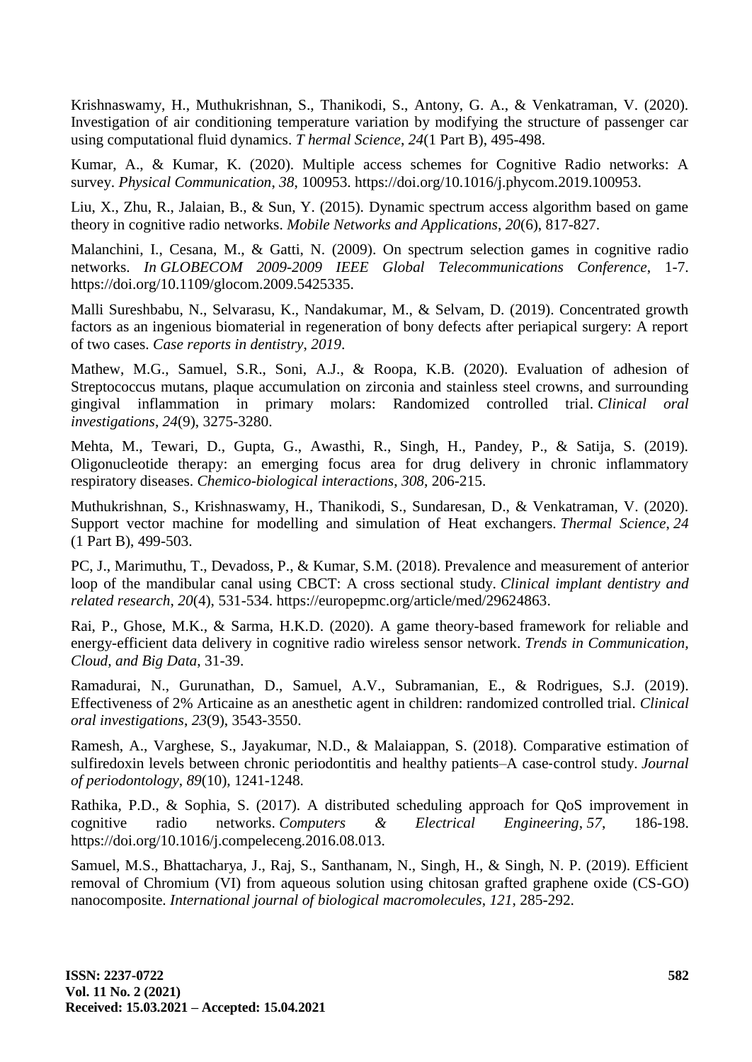Krishnaswamy, H., Muthukrishnan, S., Thanikodi, S., Antony, G. A., & Venkatraman, V. (2020). Investigation of air conditioning temperature variation by modifying the structure of passenger car using computational fluid dynamics. *T hermal Science*, *24*(1 Part B), 495-498.

Kumar, A., & Kumar, K. (2020). Multiple access schemes for Cognitive Radio networks: A survey. *Physical Communication*, *38*, 100953. https://doi.org/10.1016/j.phycom.2019.100953.

Liu, X., Zhu, R., Jalaian, B., & Sun, Y. (2015). Dynamic spectrum access algorithm based on game theory in cognitive radio networks. *Mobile Networks and Applications*, *20*(6), 817-827.

Malanchini, I., Cesana, M., & Gatti, N. (2009). On spectrum selection games in cognitive radio networks. *In GLOBECOM 2009-2009 IEEE Global Telecommunications Conference*, 1-7. https://doi.org/10.1109/glocom.2009.5425335.

Malli Sureshbabu, N., Selvarasu, K., Nandakumar, M., & Selvam, D. (2019). Concentrated growth factors as an ingenious biomaterial in regeneration of bony defects after periapical surgery: A report of two cases. *Case reports in dentistry*, *2019*.

Mathew, M.G., Samuel, S.R., Soni, A.J., & Roopa, K.B. (2020). Evaluation of adhesion of Streptococcus mutans, plaque accumulation on zirconia and stainless steel crowns, and surrounding gingival inflammation in primary molars: Randomized controlled trial. *Clinical oral investigations*, *24*(9), 3275-3280.

Mehta, M., Tewari, D., Gupta, G., Awasthi, R., Singh, H., Pandey, P., & Satija, S. (2019). Oligonucleotide therapy: an emerging focus area for drug delivery in chronic inflammatory respiratory diseases. *Chemico-biological interactions*, *308*, 206-215.

Muthukrishnan, S., Krishnaswamy, H., Thanikodi, S., Sundaresan, D., & Venkatraman, V. (2020). Support vector machine for modelling and simulation of Heat exchangers. *Thermal Science*, *24* (1 Part B), 499-503.

PC, J., Marimuthu, T., Devadoss, P., & Kumar, S.M. (2018). Prevalence and measurement of anterior loop of the mandibular canal using CBCT: A cross sectional study. *Clinical implant dentistry and related research*, *20*(4), 531-534. https://europepmc.org/article/med/29624863.

Rai, P., Ghose, M.K., & Sarma, H.K.D. (2020). A game theory-based framework for reliable and energy-efficient data delivery in cognitive radio wireless sensor network. *Trends in Communication, Cloud, and Big Data*, 31-39.

Ramadurai, N., Gurunathan, D., Samuel, A.V., Subramanian, E., & Rodrigues, S.J. (2019). Effectiveness of 2% Articaine as an anesthetic agent in children: randomized controlled trial. *Clinical oral investigations*, *23*(9), 3543-3550.

Ramesh, A., Varghese, S., Jayakumar, N.D., & Malaiappan, S. (2018). Comparative estimation of sulfiredoxin levels between chronic periodontitis and healthy patients–A case‐control study. *Journal of periodontology*, *89*(10), 1241-1248.

Rathika, P.D., & Sophia, S. (2017). A distributed scheduling approach for QoS improvement in cognitive radio networks. *Computers & Electrical Engineering*, *57*, 186-198. https://doi.org/10.1016/j.compeleceng.2016.08.013.

Samuel, M.S., Bhattacharya, J., Raj, S., Santhanam, N., Singh, H., & Singh, N. P. (2019). Efficient removal of Chromium (VI) from aqueous solution using chitosan grafted graphene oxide (CS-GO) nanocomposite. *International journal of biological macromolecules*, *121*, 285-292.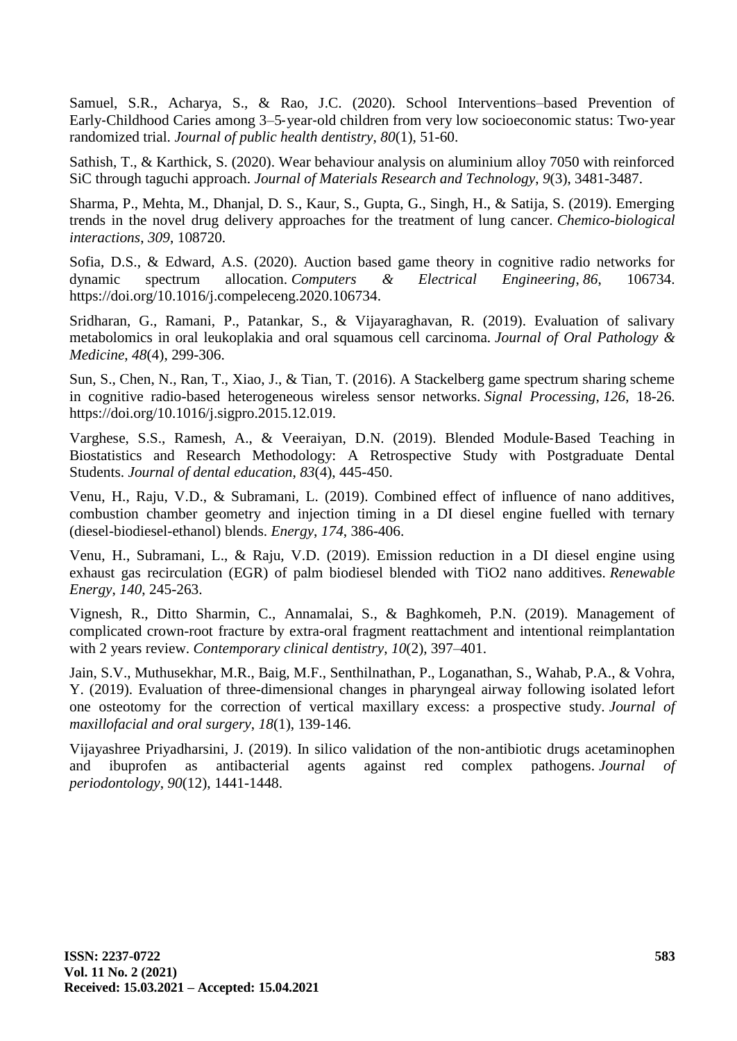Samuel, S.R., Acharya, S., & Rao, J.C. (2020). School Interventions–based Prevention of Early‐Childhood Caries among 3–5‐year‐old children from very low socioeconomic status: Two‐year randomized trial. *Journal of public health dentistry*, *80*(1), 51-60.

Sathish, T., & Karthick, S. (2020). Wear behaviour analysis on aluminium alloy 7050 with reinforced SiC through taguchi approach. *Journal of Materials Research and Technology*, *9*(3), 3481-3487.

Sharma, P., Mehta, M., Dhanjal, D. S., Kaur, S., Gupta, G., Singh, H., & Satija, S. (2019). Emerging trends in the novel drug delivery approaches for the treatment of lung cancer. *Chemico-biological interactions*, *309*, 108720.

Sofia, D.S., & Edward, A.S. (2020). Auction based game theory in cognitive radio networks for dynamic spectrum allocation. *Computers & Electrical Engineering*, *86*, 106734. https://doi.org/10.1016/j.compeleceng.2020.106734.

Sridharan, G., Ramani, P., Patankar, S., & Vijayaraghavan, R. (2019). Evaluation of salivary metabolomics in oral leukoplakia and oral squamous cell carcinoma. *Journal of Oral Pathology & Medicine*, *48*(4), 299-306.

Sun, S., Chen, N., Ran, T., Xiao, J., & Tian, T. (2016). A Stackelberg game spectrum sharing scheme in cognitive radio-based heterogeneous wireless sensor networks. *Signal Processing*, *126*, 18-26. https://doi.org/10.1016/j.sigpro.2015.12.019.

Varghese, S.S., Ramesh, A., & Veeraiyan, D.N. (2019). Blended Module‐Based Teaching in Biostatistics and Research Methodology: A Retrospective Study with Postgraduate Dental Students. *Journal of dental education*, *83*(4), 445-450.

Venu, H., Raju, V.D., & Subramani, L. (2019). Combined effect of influence of nano additives, combustion chamber geometry and injection timing in a DI diesel engine fuelled with ternary (diesel-biodiesel-ethanol) blends. *Energy*, *174*, 386-406.

Venu, H., Subramani, L., & Raju, V.D. (2019). Emission reduction in a DI diesel engine using exhaust gas recirculation (EGR) of palm biodiesel blended with TiO2 nano additives. *Renewable Energy*, *140*, 245-263.

Vignesh, R., Ditto Sharmin, C., Annamalai, S., & Baghkomeh, P.N. (2019). Management of complicated crown-root fracture by extra-oral fragment reattachment and intentional reimplantation with 2 years review. *Contemporary clinical dentistry*, *10*(2), 397–401.

Jain, S.V., Muthusekhar, M.R., Baig, M.F., Senthilnathan, P., Loganathan, S., Wahab, P.A., & Vohra, Y. (2019). Evaluation of three-dimensional changes in pharyngeal airway following isolated lefort one osteotomy for the correction of vertical maxillary excess: a prospective study. *Journal of maxillofacial and oral surgery*, *18*(1), 139-146.

Vijayashree Priyadharsini, J. (2019). In silico validation of the non‐antibiotic drugs acetaminophen and ibuprofen as antibacterial agents against red complex pathogens. *Journal of periodontology*, *90*(12), 1441-1448.